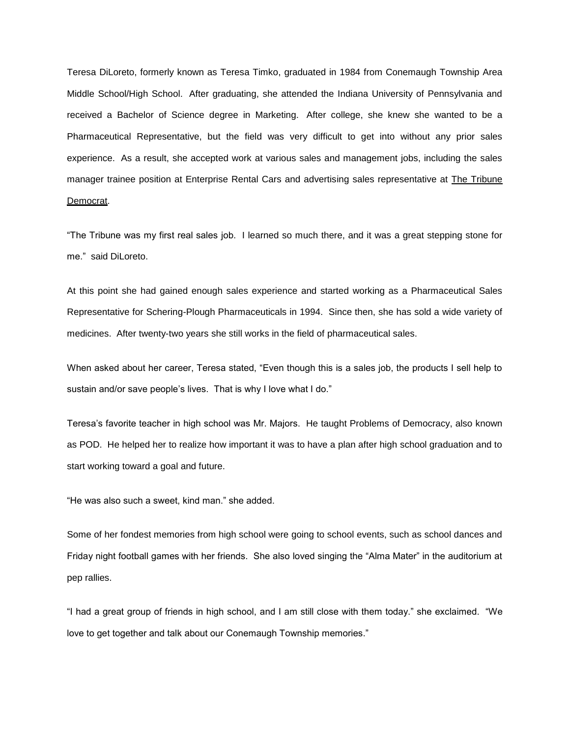Teresa DiLoreto, formerly known as Teresa Timko, graduated in 1984 from Conemaugh Township Area Middle School/High School. After graduating, she attended the Indiana University of Pennsylvania and received a Bachelor of Science degree in Marketing. After college, she knew she wanted to be a Pharmaceutical Representative, but the field was very difficult to get into without any prior sales experience. As a result, she accepted work at various sales and management jobs, including the sales manager trainee position at Enterprise Rental Cars and advertising sales representative at The Tribune Democrat.

"The Tribune was my first real sales job. I learned so much there, and it was a great stepping stone for me." said DiLoreto.

At this point she had gained enough sales experience and started working as a Pharmaceutical Sales Representative for Schering-Plough Pharmaceuticals in 1994. Since then, she has sold a wide variety of medicines. After twenty-two years she still works in the field of pharmaceutical sales.

When asked about her career, Teresa stated, "Even though this is a sales job, the products I sell help to sustain and/or save people's lives. That is why I love what I do."

Teresa's favorite teacher in high school was Mr. Majors. He taught Problems of Democracy, also known as POD. He helped her to realize how important it was to have a plan after high school graduation and to start working toward a goal and future.

"He was also such a sweet, kind man." she added.

Some of her fondest memories from high school were going to school events, such as school dances and Friday night football games with her friends. She also loved singing the "Alma Mater" in the auditorium at pep rallies.

"I had a great group of friends in high school, and I am still close with them today." she exclaimed. "We love to get together and talk about our Conemaugh Township memories."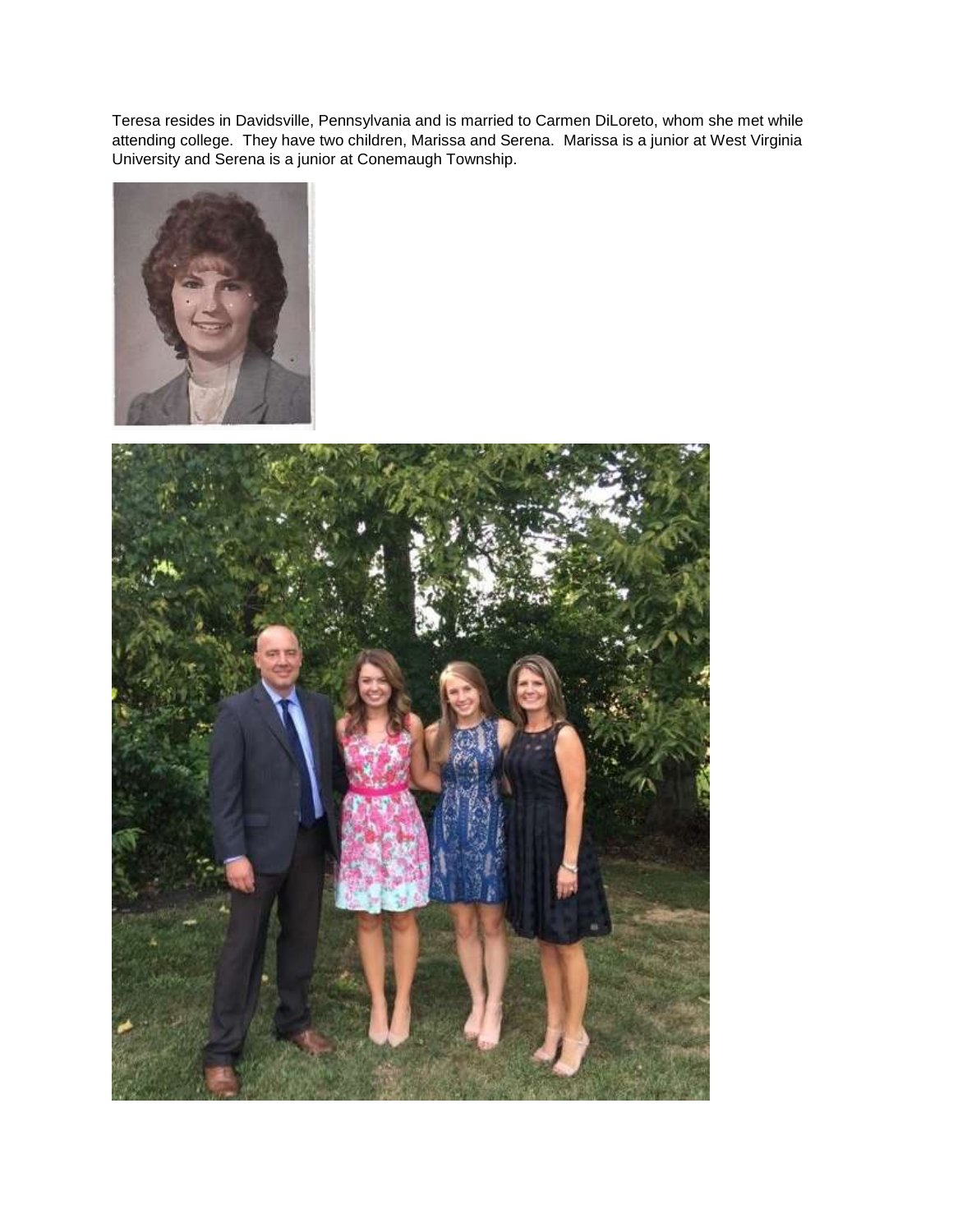Teresa resides in Davidsville, Pennsylvania and is married to Carmen DiLoreto, whom she met while attending college. They have two children, Marissa and Serena. Marissa is a junior at West Virginia University and Serena is a junior at Conemaugh Township.